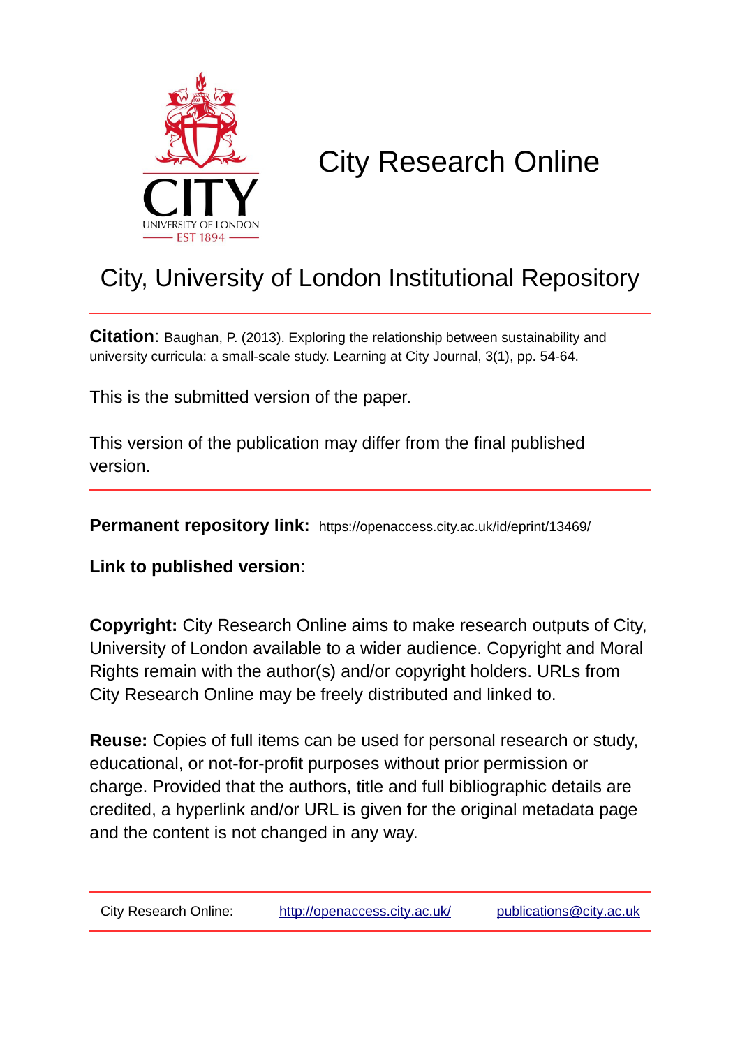# City Research Online

## City, University of London Institutional Repository

**Citation**: Baughan, P. (2013). Exploring the relationship between sustainability and university curricula: a small-scale study. Learning at City Journal, 3(1), pp. 54-64.

This is the submitted version of the paper.

This version of the publication may differ from the final published version.

**Permanent repository link:** https://openaccess.city.ac.uk/id/eprint/13469/

**Link to published version**:

**Copyright:** City Research Online aims to make research outputs of City, University of London available to a wider audience. Copyright and Moral Rights remain with the author(s) and/or copyright holders. URLs from City Research Online may be freely distributed and linked to.

**Reuse:** Copies of full items can be used for personal research or study, educational, or not-for-profit purposes without prior permission or charge. Provided that the authors, title and full bibliographic details are credited, a hyperlink and/or URL is given for the original metadata page and the content is not changed in any way.

City Research Online: http://openaccess.city.ac.uk/ publications@city.ac.uk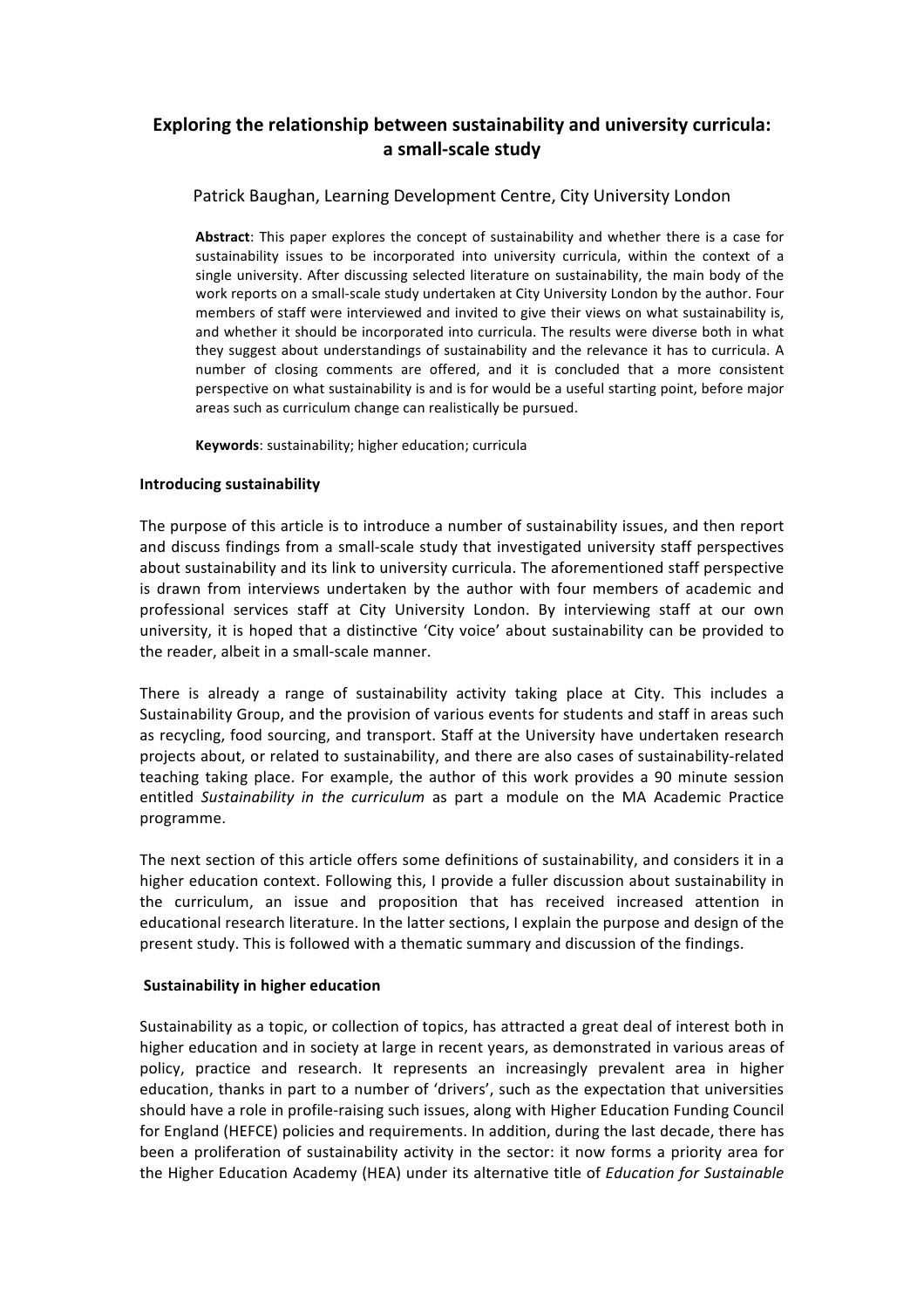# Exploring the relationship between sustainability and university curricula: a small-scale study

Patrick Baughan, Learning Development Centre, City University London

**Abstract**: This paper explores the concept of sustainability and whether there is a case for sustainability issues to be incorporated into university curricula, within the context of a single university. After discussing selected literature on sustainability, the main body of the work reports on a small-scale study undertaken at City University London by the author. Four members of staff were interviewed and invited to give their views on what sustainability is, and whether it should be incorporated into curricula. The results were diverse both in what they suggest about understandings of sustainability and the relevance it has to curricula. A number of closing comments are offered, and it is concluded that a more consistent perspective on what sustainability is and is for would be a useful starting point, before major areas such as curriculum change can realistically be pursued.

**Keywords**: sustainability; higher education; curricula

## Introducing sustainability

The purpose of this article is to introduce a number of sustainability issues, and then report and discuss findings from a small-scale study that investigated university staff perspectives about sustainability and its link to university curricula. The aforementioned staff perspective is drawn from interviews undertaken by the author with four members of academic and professional services staff at City University London. By interviewing staff at our own university, it is hoped that a distinctive 'City voice' about sustainability can be provided to the reader, albeit in a small-scale manner.

There is already a range of sustainability activity taking place at City. This includes a Sustainability Group, and the provision of various events for students and staff in areas such as recycling, food sourcing, and transport. Staff at the University have undertaken research projects about, or related to sustainability, and there are also cases of sustainability-related teaching taking place. For example, the author of this work provides a 90 minute session entitled *Sustainability in the curriculum* as part a module on the MA Academic Practice programme.

The next section of this article offers some definitions of sustainability, and considers it in a higher education context. Following this, I provide a fuller discussion about sustainability in the curriculum, an issue and proposition that has received increased attention in educational research literature. In the latter sections, I explain the purpose and design of the present study. This is followed with a thematic summary and discussion of the findings.

## Sustainability in higher education

Sustainability as a topic, or collection of topics, has attracted a great deal of interest both in higher education and in society at large in recent years, as demonstrated in various areas of policy, practice and research. It represents an increasingly prevalent area in higher education, thanks in part to a number of 'drivers', such as the expectation that universities should have a role in profile-raising such issues, along with Higher Education Funding Council for England (HEFCE) policies and requirements. In addition, during the last decade, there has been a proliferation of sustainability activity in the sector: it now forms a priority area for the Higher Education Academy (HEA) under its alternative title of *Education for Sustainable*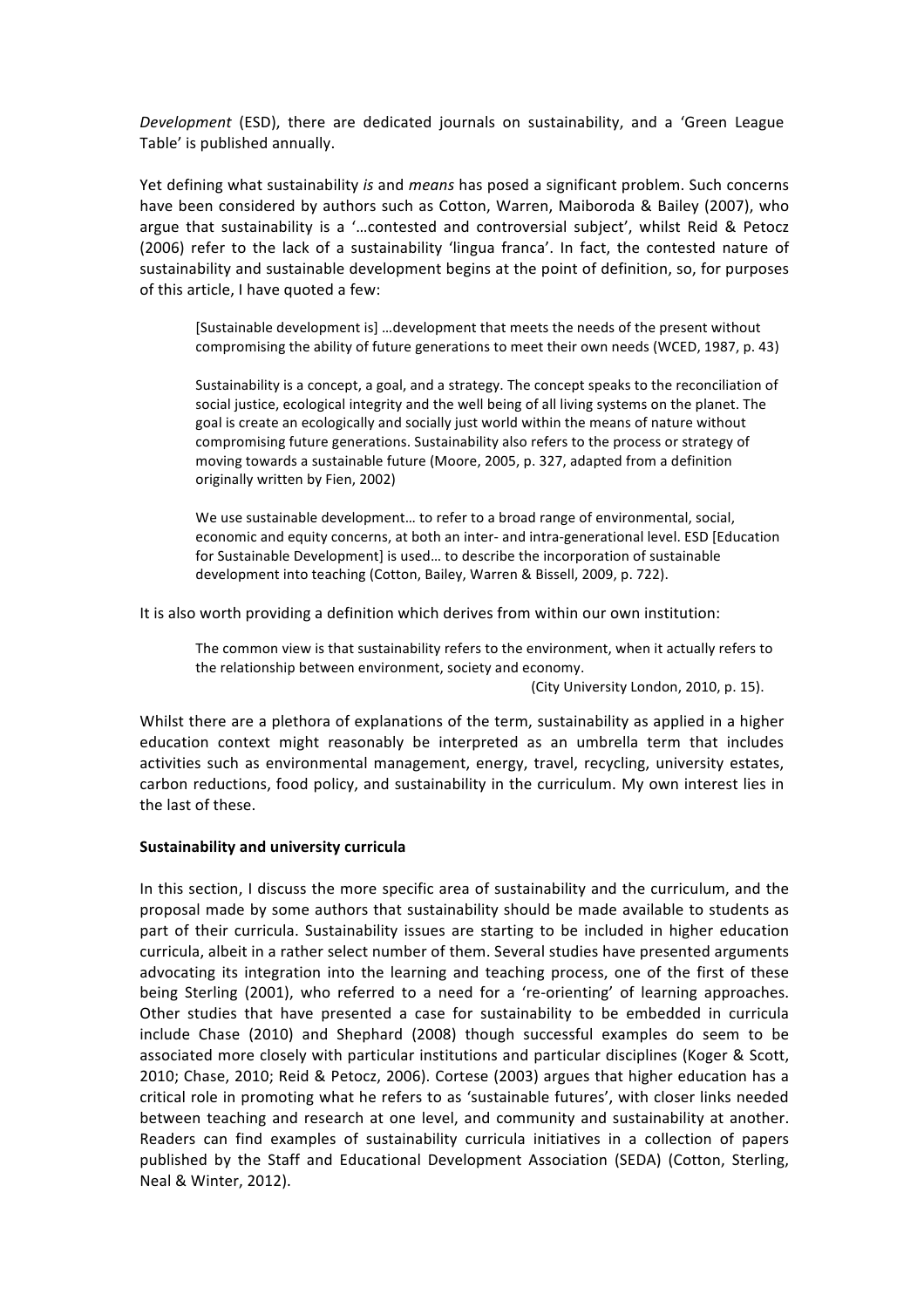*Development* (ESD), there are dedicated journals on sustainability, and a 'Green League Table' is published annually.

Yet defining what sustainability *is* and *means* has posed a significant problem. Such concerns have been considered by authors such as Cotton, Warren, Maiboroda & Bailey (2007), who argue that sustainability is a '…contested and controversial subject', whilst Reid & Petocz (2006) refer to the lack of a sustainability 'lingua franca'. In fact, the contested nature of sustainability and sustainable development begins at the point of definition, so, for purposes of this article, I have quoted a few:

> [Sustainable development is] …development that meets the needs of the present without compromising the ability of future generations to meet their own needs (WCED, 1987, p. 43)

> Sustainability is a concept, a goal, and a strategy. The concept speaks to the reconciliation of social justice, ecological integrity and the well being of all living systems on the planet. The goal is create an ecologically and socially just world within the means of nature without compromising future generations. Sustainability also refers to the process or strategy of moving towards a sustainable future (Moore, 2005, p. 327, adapted from a definition originally written by Fien, 2002)

> We use sustainable development… to refer to a broad range of environmental, social, economic and equity concerns, at both an inter- and intra-generational level. ESD [Education for Sustainable Development] is used… to describe the incorporation of sustainable development into teaching (Cotton, Bailey, Warren & Bissell, 2009, p. 722).

It is also worth providing a definition which derives from within our own institution:

> The common view is that sustainability refers to the environment, when it actually refers to the relationship between environment, society and economy.
>
> (City University London, 2010, p. 15).

Whilst there are a plethora of explanations of the term, sustainability as applied in a higher education context might reasonably be interpreted as an umbrella term that includes activities such as environmental management, energy, travel, recycling, university estates, carbon reductions, food policy, and sustainability in the curriculum. My own interest lies in the last of these.

**Sustainability and university curricula**

In this section, I discuss the more specific area of sustainability and the curriculum, and the proposal made by some authors that sustainability should be made available to students as part of their curricula. Sustainability issues are starting to be included in higher education curricula, albeit in a rather select number of them. Several studies have presented arguments advocating its integration into the learning and teaching process, one of the first of these being Sterling (2001), who referred to a need for a 're-orienting' of learning approaches. Other studies that have presented a case for sustainability to be embedded in curricula include Chase (2010) and Shephard (2008) though successful examples do seem to be associated more closely with particular institutions and particular disciplines (Koger & Scott, 2010; Chase, 2010; Reid & Petocz, 2006). Cortese (2003) argues that higher education has a critical role in promoting what he refers to as 'sustainable futures', with closer links needed between teaching and research at one level, and community and sustainability at another. Readers can find examples of sustainability curricula initiatives in a collection of papers published by the Staff and Educational Development Association (SEDA) (Cotton, Sterling, Neal & Winter, 2012).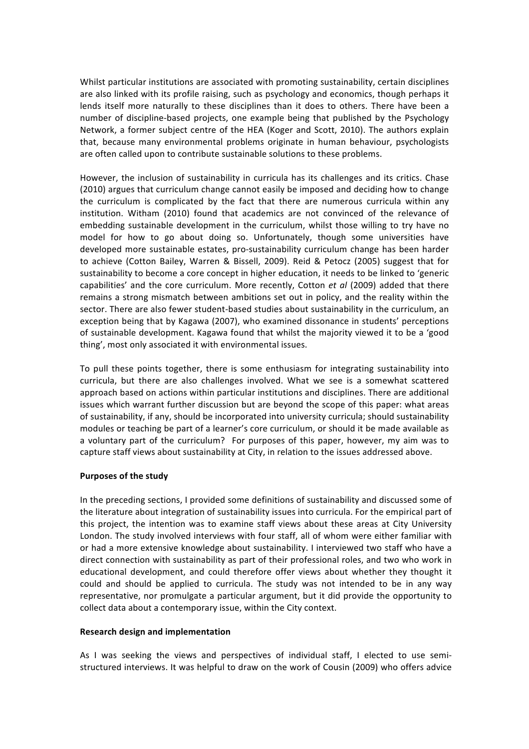Whilst particular institutions are associated with promoting sustainability, certain disciplines are also linked with its profile raising, such as psychology and economics, though perhaps it lends itself more naturally to these disciplines than it does to others. There have been a number of discipline-based projects, one example being that published by the Psychology Network, a former subject centre of the HEA (Koger and Scott, 2010). The authors explain that, because many environmental problems originate in human behaviour, psychologists are often called upon to contribute sustainable solutions to these problems.

However, the inclusion of sustainability in curricula has its challenges and its critics. Chase (2010) argues that curriculum change cannot easily be imposed and deciding how to change the curriculum is complicated by the fact that there are numerous curricula within any institution. Witham (2010) found that academics are not convinced of the relevance of embedding sustainable development in the curriculum, whilst those willing to try have no model for how to go about doing so. Unfortunately, though some universities have developed more sustainable estates, pro-sustainability curriculum change has been harder to achieve (Cotton Bailey, Warren & Bissell, 2009). Reid & Petocz (2005) suggest that for sustainability to become a core concept in higher education, it needs to be linked to 'generic capabilities' and the core curriculum. More recently, Cotton *et al* (2009) added that there remains a strong mismatch between ambitions set out in policy, and the reality within the sector. There are also fewer student-based studies about sustainability in the curriculum, an exception being that by Kagawa (2007), who examined dissonance in students' perceptions of sustainable development. Kagawa found that whilst the majority viewed it to be a 'good thing', most only associated it with environmental issues.

To pull these points together, there is some enthusiasm for integrating sustainability into curricula, but there are also challenges involved. What we see is a somewhat scattered approach based on actions within particular institutions and disciplines. There are additional issues which warrant further discussion but are beyond the scope of this paper: what areas of sustainability, if any, should be incorporated into university curricula; should sustainability modules or teaching be part of a learner's core curriculum, or should it be made available as a voluntary part of the curriculum? For purposes of this paper, however, my aim was to capture staff views about sustainability at City, in relation to the issues addressed above.

**Purposes of the study**

In the preceding sections, I provided some definitions of sustainability and discussed some of the literature about integration of sustainability issues into curricula. For the empirical part of this project, the intention was to examine staff views about these areas at City University London. The study involved interviews with four staff, all of whom were either familiar with or had a more extensive knowledge about sustainability. I interviewed two staff who have a direct connection with sustainability as part of their professional roles, and two who work in educational development, and could therefore offer views about whether they thought it could and should be applied to curricula. The study was not intended to be in any way representative, nor promulgate a particular argument, but it did provide the opportunity to collect data about a contemporary issue, within the City context.

**Research design and implementation**

As I was seeking the views and perspectives of individual staff, I elected to use semi-structured interviews. It was helpful to draw on the work of Cousin (2009) who offers advice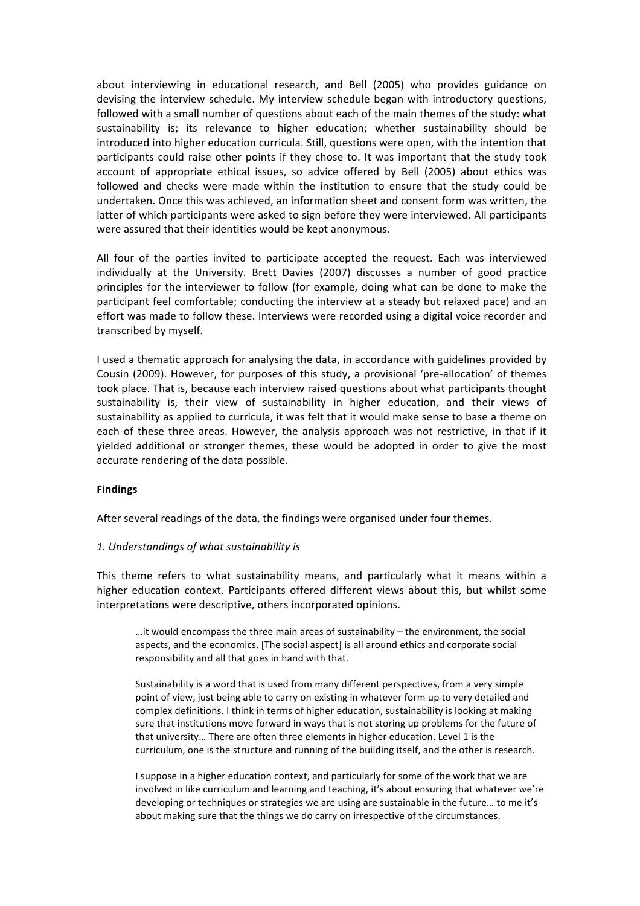about interviewing in educational research, and Bell (2005) who provides guidance on devising the interview schedule. My interview schedule began with introductory questions, followed with a small number of questions about each of the main themes of the study: what sustainability is; its relevance to higher education; whether sustainability should be introduced into higher education curricula. Still, questions were open, with the intention that participants could raise other points if they chose to. It was important that the study took account of appropriate ethical issues, so advice offered by Bell (2005) about ethics was followed and checks were made within the institution to ensure that the study could be undertaken. Once this was achieved, an information sheet and consent form was written, the latter of which participants were asked to sign before they were interviewed. All participants were assured that their identities would be kept anonymous.

All four of the parties invited to participate accepted the request. Each was interviewed individually at the University. Brett Davies (2007) discusses a number of good practice principles for the interviewer to follow (for example, doing what can be done to make the participant feel comfortable; conducting the interview at a steady but relaxed pace) and an effort was made to follow these. Interviews were recorded using a digital voice recorder and transcribed by myself.

I used a thematic approach for analysing the data, in accordance with guidelines provided by Cousin (2009). However, for purposes of this study, a provisional 'pre-allocation' of themes took place. That is, because each interview raised questions about what participants thought sustainability is, their view of sustainability in higher education, and their views of sustainability as applied to curricula, it was felt that it would make sense to base a theme on each of these three areas. However, the analysis approach was not restrictive, in that if it yielded additional or stronger themes, these would be adopted in order to give the most accurate rendering of the data possible.

**Findings**

After several readings of the data, the findings were organised under four themes.

*1. Understandings of what sustainability is*

This theme refers to what sustainability means, and particularly what it means within a higher education context. Participants offered different views about this, but whilst some interpretations were descriptive, others incorporated opinions.

> …it would encompass the three main areas of sustainability – the environment, the social aspects, and the economics. [The social aspect] is all around ethics and corporate social responsibility and all that goes in hand with that.

> Sustainability is a word that is used from many different perspectives, from a very simple point of view, just being able to carry on existing in whatever form up to very detailed and complex definitions. I think in terms of higher education, sustainability is looking at making sure that institutions move forward in ways that is not storing up problems for the future of that university… There are often three elements in higher education. Level 1 is the curriculum, one is the structure and running of the building itself, and the other is research.

> I suppose in a higher education context, and particularly for some of the work that we are involved in like curriculum and learning and teaching, it's about ensuring that whatever we're developing or techniques or strategies we are using are sustainable in the future… to me it's about making sure that the things we do carry on irrespective of the circumstances.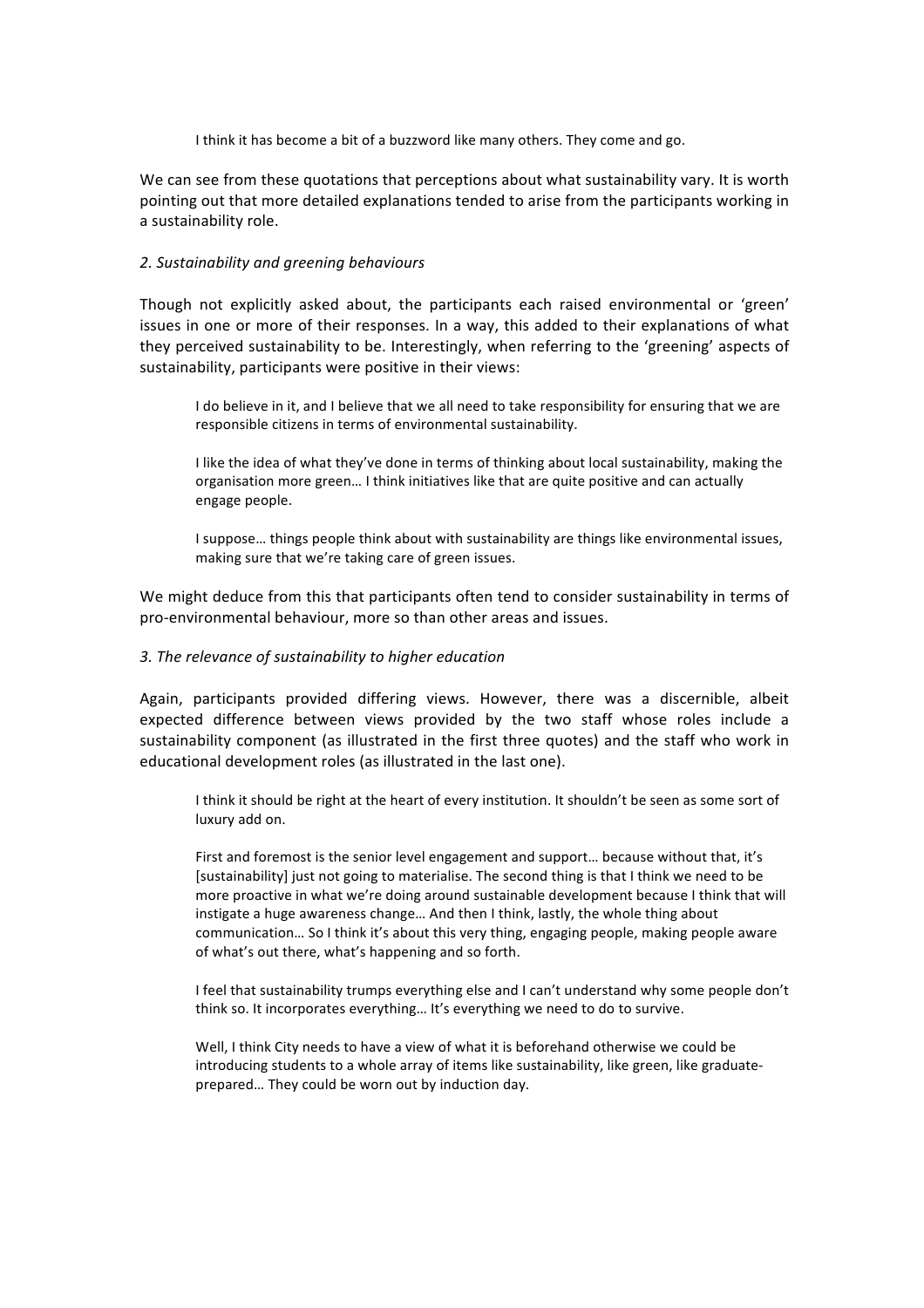> I think it has become a bit of a buzzword like many others. They come and go.

We can see from these quotations that perceptions about what sustainability vary. It is worth pointing out that more detailed explanations tended to arise from the participants working in a sustainability role.

*2. Sustainability and greening behaviours*

Though not explicitly asked about, the participants each raised environmental or 'green' issues in one or more of their responses. In a way, this added to their explanations of what they perceived sustainability to be. Interestingly, when referring to the 'greening' aspects of sustainability, participants were positive in their views:

> I do believe in it, and I believe that we all need to take responsibility for ensuring that we are responsible citizens in terms of environmental sustainability.
>
> I like the idea of what they've done in terms of thinking about local sustainability, making the organisation more green… I think initiatives like that are quite positive and can actually engage people.
>
> I suppose… things people think about with sustainability are things like environmental issues, making sure that we're taking care of green issues.

We might deduce from this that participants often tend to consider sustainability in terms of pro-environmental behaviour, more so than other areas and issues.

*3. The relevance of sustainability to higher education*

Again, participants provided differing views. However, there was a discernible, albeit expected difference between views provided by the two staff whose roles include a sustainability component (as illustrated in the first three quotes) and the staff who work in educational development roles (as illustrated in the last one).

> I think it should be right at the heart of every institution. It shouldn't be seen as some sort of luxury add on.
>
> First and foremost is the senior level engagement and support… because without that, it's [sustainability] just not going to materialise. The second thing is that I think we need to be more proactive in what we're doing around sustainable development because I think that will instigate a huge awareness change… And then I think, lastly, the whole thing about communication… So I think it's about this very thing, engaging people, making people aware of what's out there, what's happening and so forth.
>
> I feel that sustainability trumps everything else and I can't understand why some people don't think so. It incorporates everything… It's everything we need to do to survive.
>
> Well, I think City needs to have a view of what it is beforehand otherwise we could be introducing students to a whole array of items like sustainability, like green, like graduate-prepared… They could be worn out by induction day.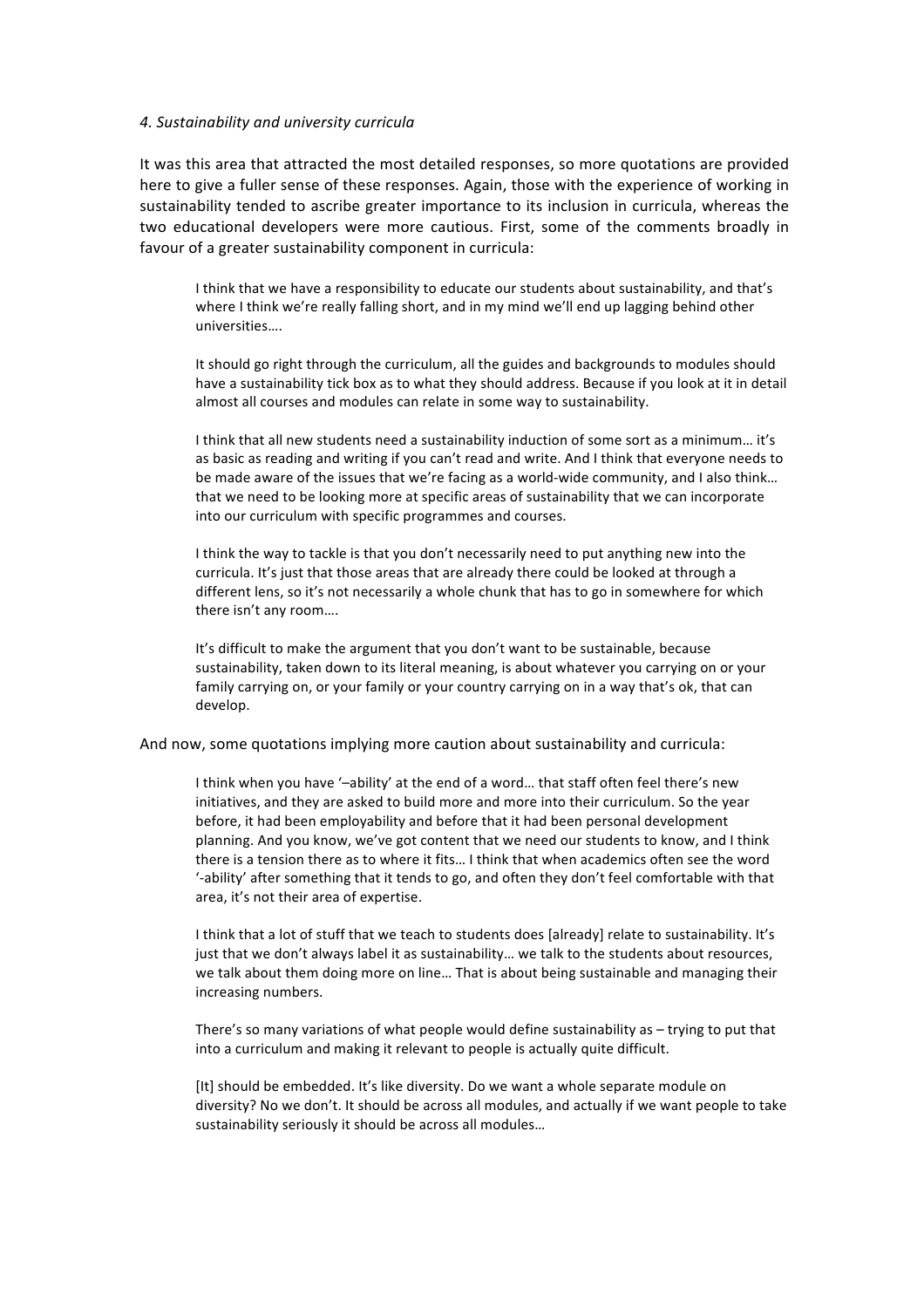### *4. Sustainability and university curricula*

It was this area that attracted the most detailed responses, so more quotations are provided here to give a fuller sense of these responses. Again, those with the experience of working in sustainability tended to ascribe greater importance to its inclusion in curricula, whereas the two educational developers were more cautious. First, some of the comments broadly in favour of a greater sustainability component in curricula:

> I think that we have a responsibility to educate our students about sustainability, and that's where I think we're really falling short, and in my mind we'll end up lagging behind other universities….

> It should go right through the curriculum, all the guides and backgrounds to modules should have a sustainability tick box as to what they should address. Because if you look at it in detail almost all courses and modules can relate in some way to sustainability.

> I think that all new students need a sustainability induction of some sort as a minimum… it's as basic as reading and writing if you can't read and write. And I think that everyone needs to be made aware of the issues that we're facing as a world-wide community, and I also think… that we need to be looking more at specific areas of sustainability that we can incorporate into our curriculum with specific programmes and courses.

> I think the way to tackle is that you don't necessarily need to put anything new into the curricula. It's just that those areas that are already there could be looked at through a different lens, so it's not necessarily a whole chunk that has to go in somewhere for which there isn't any room….

> It's difficult to make the argument that you don't want to be sustainable, because sustainability, taken down to its literal meaning, is about whatever you carrying on or your family carrying on, or your family or your country carrying on in a way that's ok, that can develop.

And now, some quotations implying more caution about sustainability and curricula:

> I think when you have '–ability' at the end of a word… that staff often feel there's new initiatives, and they are asked to build more and more into their curriculum. So the year before, it had been employability and before that it had been personal development planning. And you know, we've got content that we need our students to know, and I think there is a tension there as to where it fits… I think that when academics often see the word '-ability' after something that it tends to go, and often they don't feel comfortable with that area, it's not their area of expertise.

> I think that a lot of stuff that we teach to students does [already] relate to sustainability. It's just that we don't always label it as sustainability… we talk to the students about resources, we talk about them doing more on line… That is about being sustainable and managing their increasing numbers.

> There's so many variations of what people would define sustainability as – trying to put that into a curriculum and making it relevant to people is actually quite difficult.

> [It] should be embedded. It's like diversity. Do we want a whole separate module on diversity? No we don't. It should be across all modules, and actually if we want people to take sustainability seriously it should be across all modules…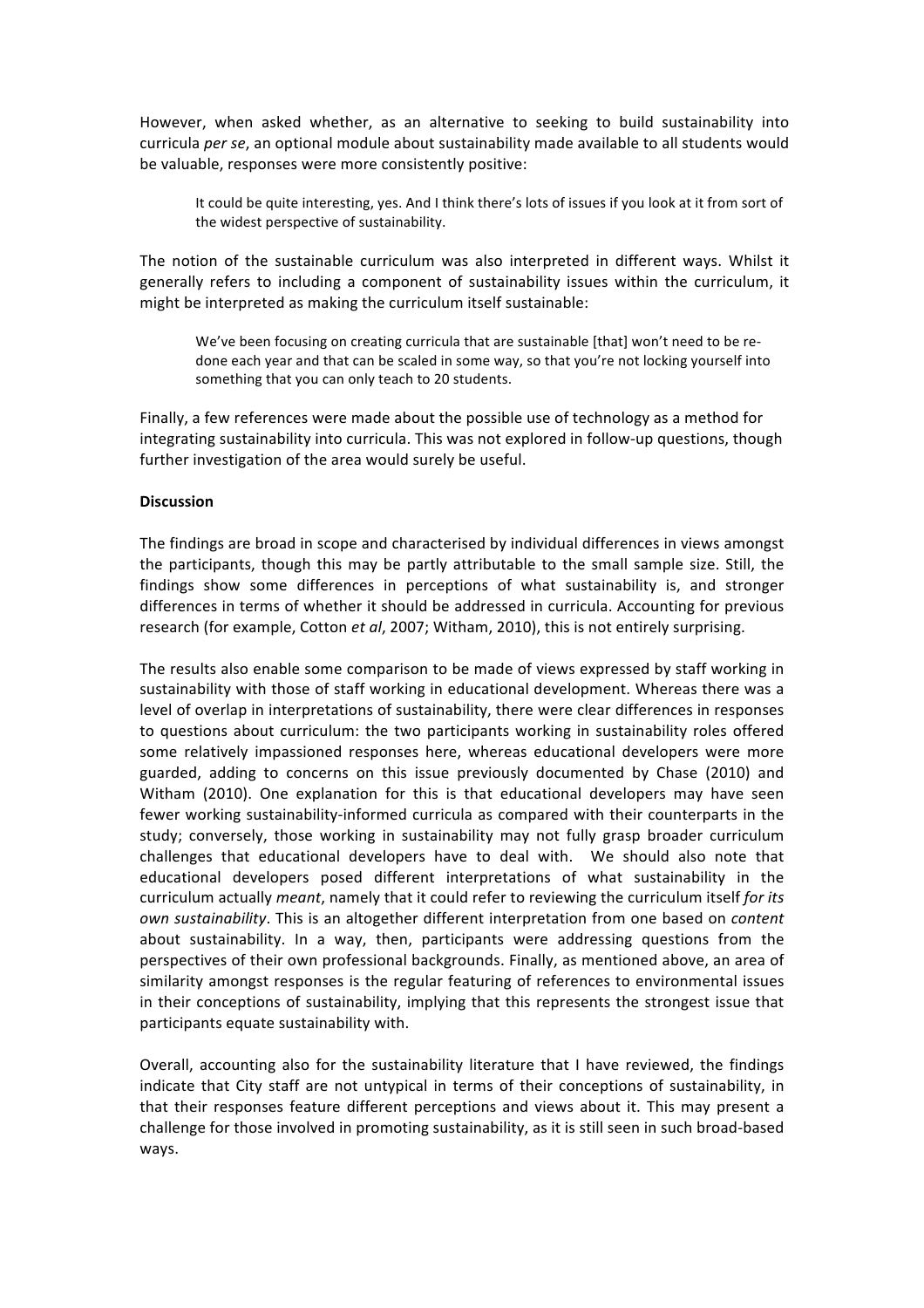However, when asked whether, as an alternative to seeking to build sustainability into curricula *per se*, an optional module about sustainability made available to all students would be valuable, responses were more consistently positive:

> It could be quite interesting, yes. And I think there's lots of issues if you look at it from sort of the widest perspective of sustainability.

The notion of the sustainable curriculum was also interpreted in different ways. Whilst it generally refers to including a component of sustainability issues within the curriculum, it might be interpreted as making the curriculum itself sustainable:

> We've been focusing on creating curricula that are sustainable [that] won't need to be re-done each year and that can be scaled in some way, so that you're not locking yourself into something that you can only teach to 20 students.

Finally, a few references were made about the possible use of technology as a method for integrating sustainability into curricula. This was not explored in follow-up questions, though further investigation of the area would surely be useful.

**Discussion**

The findings are broad in scope and characterised by individual differences in views amongst the participants, though this may be partly attributable to the small sample size. Still, the findings show some differences in perceptions of what sustainability is, and stronger differences in terms of whether it should be addressed in curricula. Accounting for previous research (for example, Cotton *et al*, 2007; Witham, 2010), this is not entirely surprising.

The results also enable some comparison to be made of views expressed by staff working in sustainability with those of staff working in educational development. Whereas there was a level of overlap in interpretations of sustainability, there were clear differences in responses to questions about curriculum: the two participants working in sustainability roles offered some relatively impassioned responses here, whereas educational developers were more guarded, adding to concerns on this issue previously documented by Chase (2010) and Witham (2010). One explanation for this is that educational developers may have seen fewer working sustainability-informed curricula as compared with their counterparts in the study; conversely, those working in sustainability may not fully grasp broader curriculum challenges that educational developers have to deal with. We should also note that educational developers posed different interpretations of what sustainability in the curriculum actually *meant*, namely that it could refer to reviewing the curriculum itself *for its own sustainability*. This is an altogether different interpretation from one based on *content* about sustainability. In a way, then, participants were addressing questions from the perspectives of their own professional backgrounds. Finally, as mentioned above, an area of similarity amongst responses is the regular featuring of references to environmental issues in their conceptions of sustainability, implying that this represents the strongest issue that participants equate sustainability with.

Overall, accounting also for the sustainability literature that I have reviewed, the findings indicate that City staff are not untypical in terms of their conceptions of sustainability, in that their responses feature different perceptions and views about it. This may present a challenge for those involved in promoting sustainability, as it is still seen in such broad-based ways.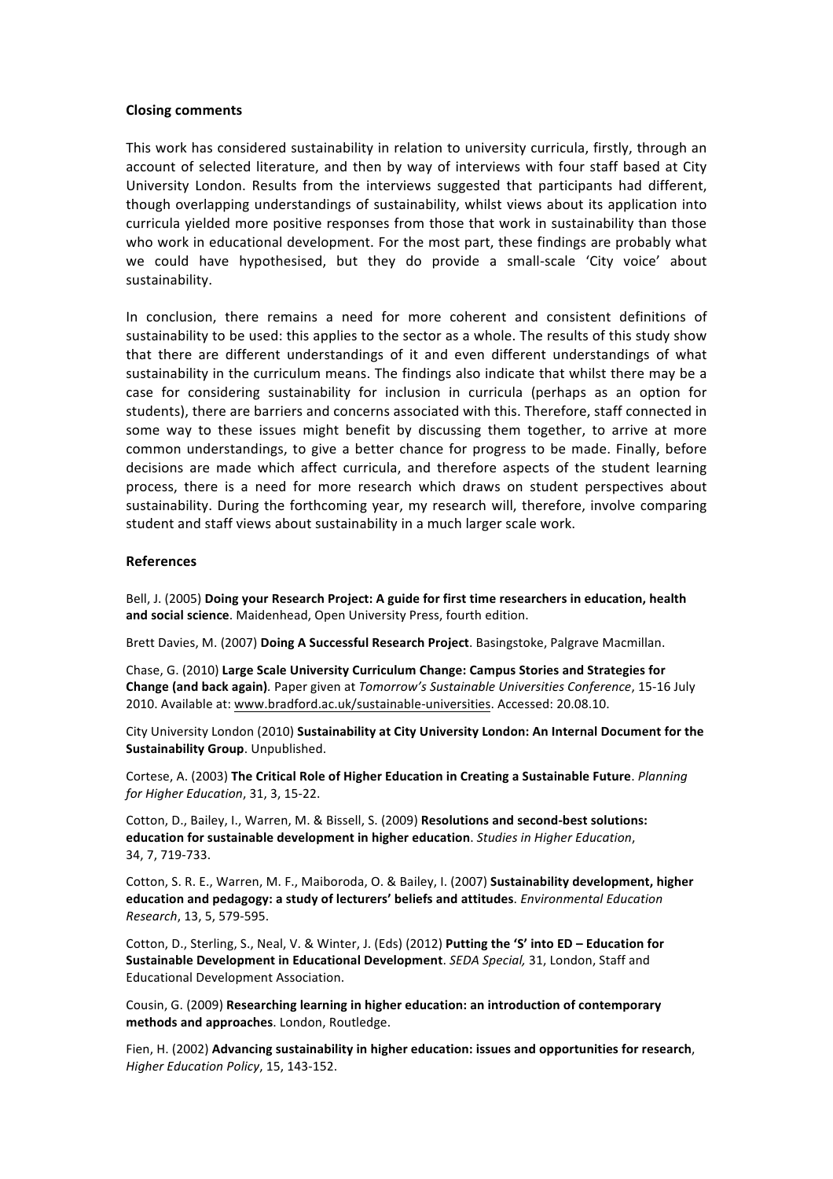**Closing comments**

This work has considered sustainability in relation to university curricula, firstly, through an account of selected literature, and then by way of interviews with four staff based at City University London. Results from the interviews suggested that participants had different, though overlapping understandings of sustainability, whilst views about its application into curricula yielded more positive responses from those that work in sustainability than those who work in educational development. For the most part, these findings are probably what we could have hypothesised, but they do provide a small-scale 'City voice' about sustainability.

In conclusion, there remains a need for more coherent and consistent definitions of sustainability to be used: this applies to the sector as a whole. The results of this study show that there are different understandings of it and even different understandings of what sustainability in the curriculum means. The findings also indicate that whilst there may be a case for considering sustainability for inclusion in curricula (perhaps as an option for students), there are barriers and concerns associated with this. Therefore, staff connected in some way to these issues might benefit by discussing them together, to arrive at more common understandings, to give a better chance for progress to be made. Finally, before decisions are made which affect curricula, and therefore aspects of the student learning process, there is a need for more research which draws on student perspectives about sustainability. During the forthcoming year, my research will, therefore, involve comparing student and staff views about sustainability in a much larger scale work.

**References**

Bell, J. (2005) **Doing your Research Project: A guide for first time researchers in education, health and social science**. Maidenhead, Open University Press, fourth edition.

Brett Davies, M. (2007) **Doing A Successful Research Project**. Basingstoke, Palgrave Macmillan.

Chase, G. (2010) **Large Scale University Curriculum Change: Campus Stories and Strategies for Change (and back again)**. Paper given at *Tomorrow's Sustainable Universities Conference*, 15-16 July 2010. Available at: www.bradford.ac.uk/sustainable-universities. Accessed: 20.08.10.

City University London (2010) **Sustainability at City University London: An Internal Document for the Sustainability Group**. Unpublished.

Cortese, A. (2003) **The Critical Role of Higher Education in Creating a Sustainable Future**. *Planning for Higher Education*, 31, 3, 15-22.

Cotton, D., Bailey, I., Warren, M. & Bissell, S. (2009) **Resolutions and second-best solutions: education for sustainable development in higher education**. *Studies in Higher Education*, 34, 7, 719-733.

Cotton, S. R. E., Warren, M. F., Maiboroda, O. & Bailey, I. (2007) **Sustainability development, higher education and pedagogy: a study of lecturers' beliefs and attitudes**. *Environmental Education Research*, 13, 5, 579-595.

Cotton, D., Sterling, S., Neal, V. & Winter, J. (Eds) (2012) **Putting the 'S' into ED – Education for Sustainable Development in Educational Development**. *SEDA Special,* 31, London, Staff and Educational Development Association.

Cousin, G. (2009) **Researching learning in higher education: an introduction of contemporary methods and approaches**. London, Routledge.

Fien, H. (2002) **Advancing sustainability in higher education: issues and opportunities for research**, *Higher Education Policy*, 15, 143-152.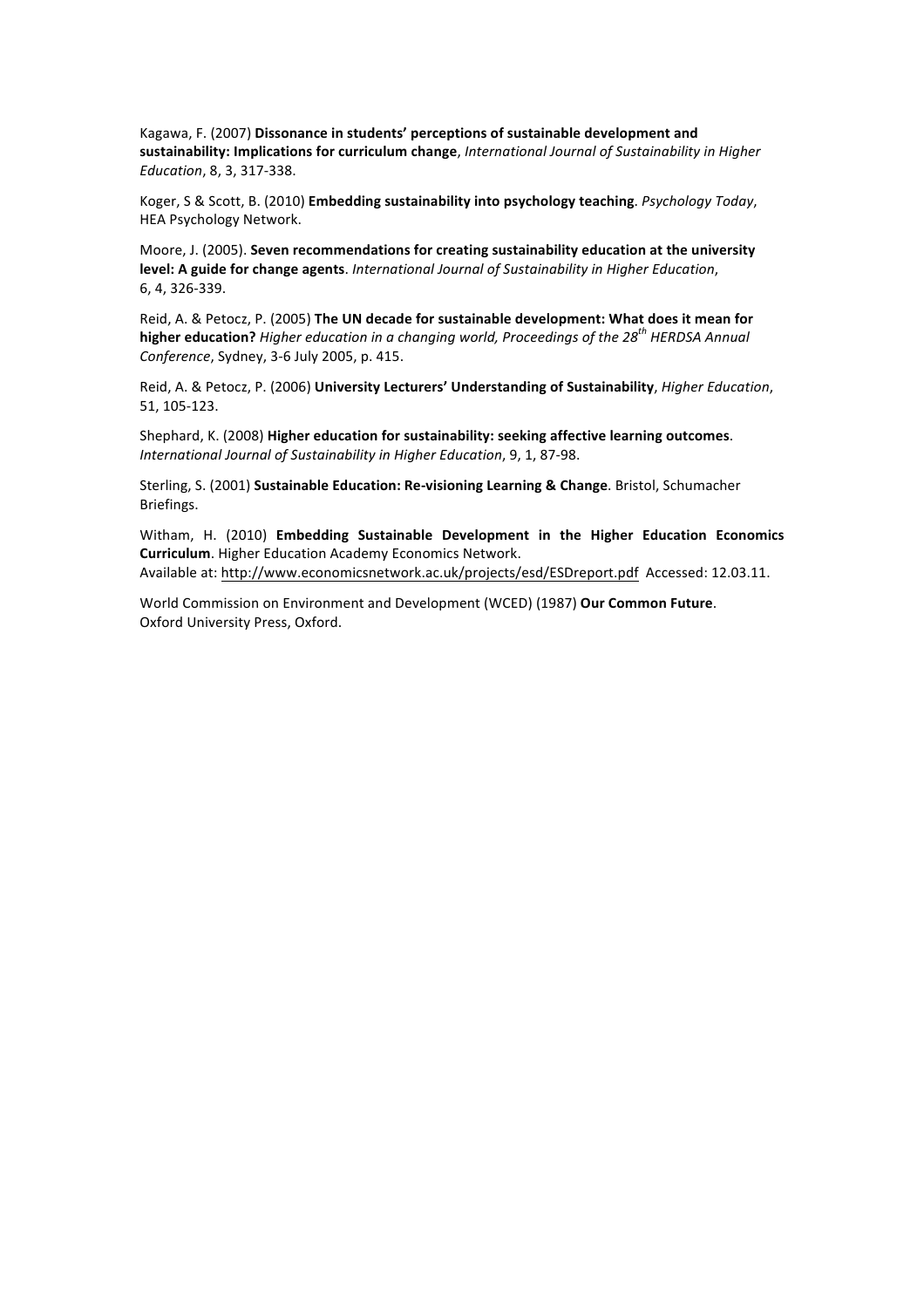Kagawa, F. (2007) **Dissonance in students' perceptions of sustainable development and sustainability: Implications for curriculum change**, *International Journal of Sustainability in Higher Education*, 8, 3, 317-338.

Koger, S & Scott, B. (2010) **Embedding sustainability into psychology teaching**. *Psychology Today*, HEA Psychology Network.

Moore, J. (2005). **Seven recommendations for creating sustainability education at the university level: A guide for change agents**. *International Journal of Sustainability in Higher Education*, 6, 4, 326-339.

Reid, A. & Petocz, P. (2005) **The UN decade for sustainable development: What does it mean for higher education?** *Higher education in a changing world, Proceedings of the 28th HERDSA Annual Conference*, Sydney, 3-6 July 2005, p. 415.

Reid, A. & Petocz, P. (2006) **University Lecturers' Understanding of Sustainability**, *Higher Education*, 51, 105-123.

Shephard, K. (2008) **Higher education for sustainability: seeking affective learning outcomes**. *International Journal of Sustainability in Higher Education*, 9, 1, 87-98.

Sterling, S. (2001) **Sustainable Education: Re-visioning Learning & Change**. Bristol, Schumacher Briefings.

Witham, H. (2010) **Embedding Sustainable Development in the Higher Education Economics Curriculum**. Higher Education Academy Economics Network.
Available at: http://www.economicsnetwork.ac.uk/projects/esd/ESDreport.pdf Accessed: 12.03.11.

World Commission on Environment and Development (WCED) (1987) **Our Common Future**. Oxford University Press, Oxford.